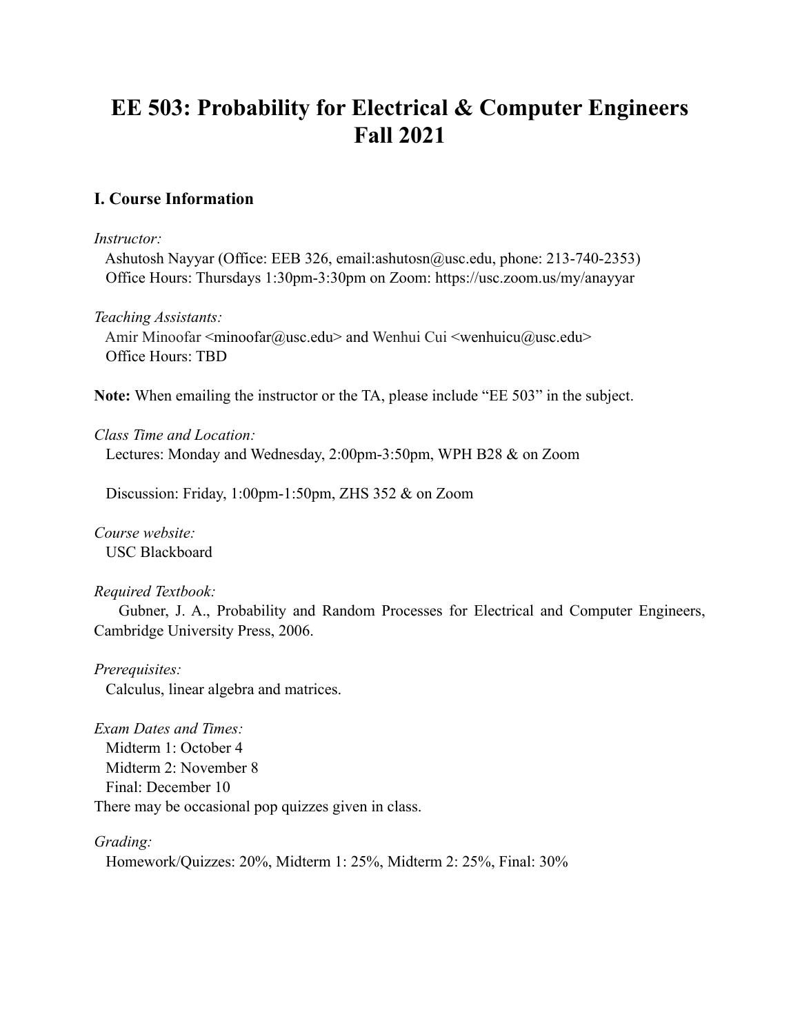# EE 503: Probability for Electrical & Computer Engineers Fall 2021

## I. Course Information

*Instructor:*
Ashutosh Nayyar (Office: EEB 326, email:ashutosn@usc.edu, phone: 213-740-2353)
Office Hours: Thursdays 1:30pm-3:30pm on Zoom: https://usc.zoom.us/my/anayyar

*Teaching Assistants:*
Amir Minoofar <minoofar@usc.edu> and Wenhui Cui <wenhuicu@usc.edu>
Office Hours: TBD

**Note:** When emailing the instructor or the TA, please include "EE 503" in the subject.

*Class Time and Location:*
Lectures: Monday and Wednesday, 2:00pm-3:50pm, WPH B28 & on Zoom

Discussion: Friday, 1:00pm-1:50pm, ZHS 352 & on Zoom

*Course website:*
USC Blackboard

*Required Textbook:*
Gubner, J. A., Probability and Random Processes for Electrical and Computer Engineers, Cambridge University Press, 2006.

*Prerequisites:*
Calculus, linear algebra and matrices.

*Exam Dates and Times:*
Midterm 1: October 4
Midterm 2: November 8
Final: December 10
There may be occasional pop quizzes given in class.

*Grading:*
Homework/Quizzes: 20%, Midterm 1: 25%, Midterm 2: 25%, Final: 30%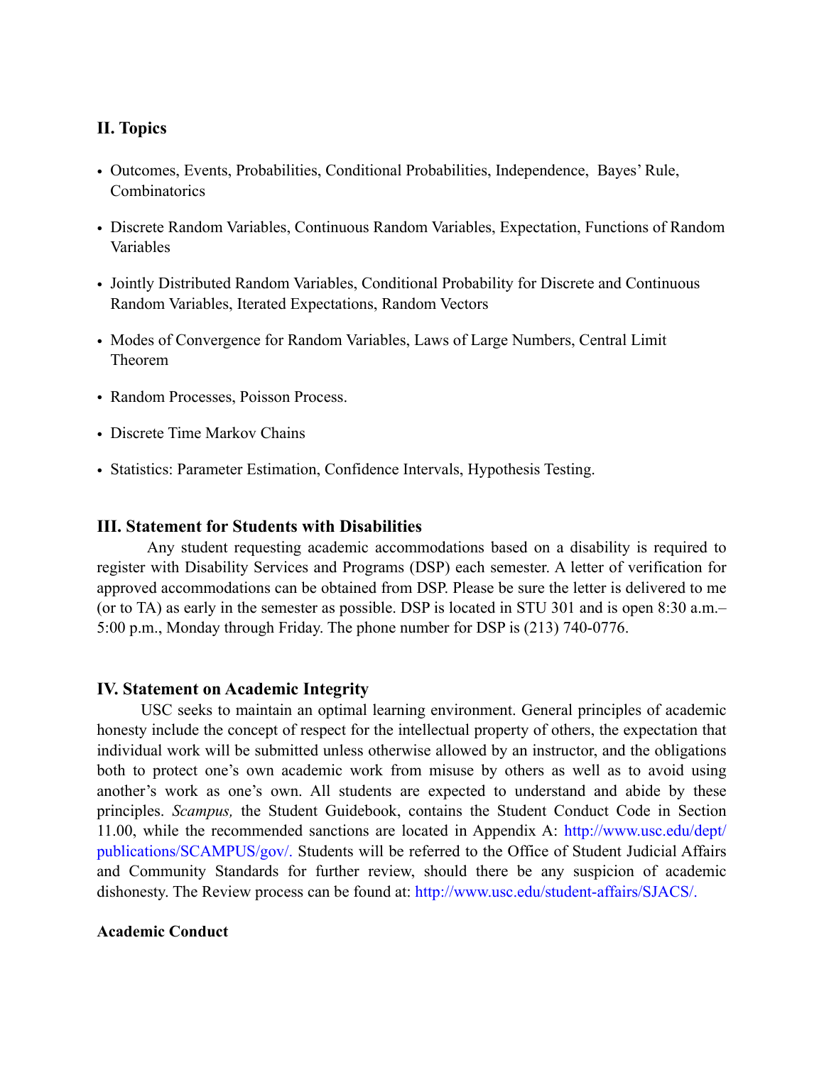## II. Topics

- Outcomes, Events, Probabilities, Conditional Probabilities, Independence, Bayes' Rule, Combinatorics
- Discrete Random Variables, Continuous Random Variables, Expectation, Functions of Random Variables
- Jointly Distributed Random Variables, Conditional Probability for Discrete and Continuous Random Variables, Iterated Expectations, Random Vectors
- Modes of Convergence for Random Variables, Laws of Large Numbers, Central Limit Theorem
- Random Processes, Poisson Process.
- Discrete Time Markov Chains
- Statistics: Parameter Estimation, Confidence Intervals, Hypothesis Testing.

## III. Statement for Students with Disabilities

Any student requesting academic accommodations based on a disability is required to register with Disability Services and Programs (DSP) each semester. A letter of verification for approved accommodations can be obtained from DSP. Please be sure the letter is delivered to me (or to TA) as early in the semester as possible. DSP is located in STU 301 and is open 8:30 a.m.–5:00 p.m., Monday through Friday. The phone number for DSP is (213) 740-0776.

## IV. Statement on Academic Integrity

USC seeks to maintain an optimal learning environment. General principles of academic honesty include the concept of respect for the intellectual property of others, the expectation that individual work will be submitted unless otherwise allowed by an instructor, and the obligations both to protect one's own academic work from misuse by others as well as to avoid using another's work as one's own. All students are expected to understand and abide by these principles. *Scampus,* the Student Guidebook, contains the Student Conduct Code in Section 11.00, while the recommended sanctions are located in Appendix A: http://www.usc.edu/dept/publications/SCAMPUS/gov/. Students will be referred to the Office of Student Judicial Affairs and Community Standards for further review, should there be any suspicion of academic dishonesty. The Review process can be found at: http://www.usc.edu/student-affairs/SJACS/.

**Academic Conduct**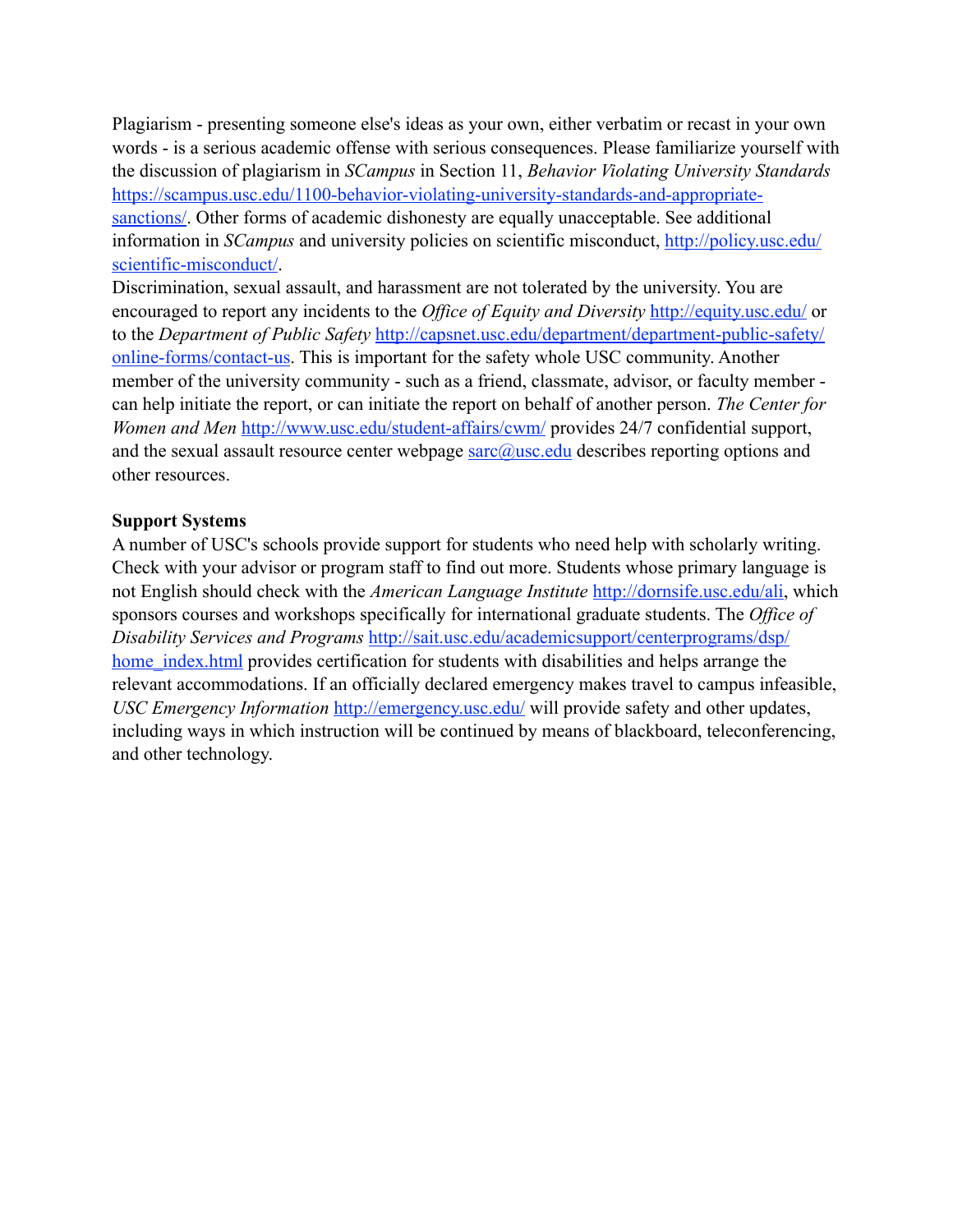Plagiarism - presenting someone else's ideas as your own, either verbatim or recast in your own words - is a serious academic offense with serious consequences. Please familiarize yourself with the discussion of plagiarism in *SCampus* in Section 11, *Behavior Violating University Standards* [https://scampus.usc.edu/1100-behavior-violating-university-standards-and-appropriate-sanctions/](https://scampus.usc.edu/1100-behavior-violating-university-standards-and-appropriate-sanctions/). Other forms of academic dishonesty are equally unacceptable. See additional information in *SCampus* and university policies on scientific misconduct, [http://policy.usc.edu/scientific-misconduct/](http://policy.usc.edu/scientific-misconduct/).

Discrimination, sexual assault, and harassment are not tolerated by the university. You are encouraged to report any incidents to the *Office of Equity and Diversity* [http://equity.usc.edu/](http://equity.usc.edu/) or to the *Department of Public Safety* [http://capsnet.usc.edu/department/department-public-safety/online-forms/contact-us](http://capsnet.usc.edu/department/department-public-safety/online-forms/contact-us). This is important for the safety whole USC community. Another member of the university community - such as a friend, classmate, advisor, or faculty member - can help initiate the report, or can initiate the report on behalf of another person. *The Center for Women and Men* [http://www.usc.edu/student-affairs/cwm/](http://www.usc.edu/student-affairs/cwm/) provides 24/7 confidential support, and the sexual assault resource center webpage [sarc@usc.edu](mailto:sarc@usc.edu) describes reporting options and other resources.

**Support Systems**

A number of USC's schools provide support for students who need help with scholarly writing. Check with your advisor or program staff to find out more. Students whose primary language is not English should check with the *American Language Institute* [http://dornsife.usc.edu/ali](http://dornsife.usc.edu/ali), which sponsors courses and workshops specifically for international graduate students. The *Office of Disability Services and Programs* [http://sait.usc.edu/academicsupport/centerprograms/dsp/home_index.html](http://sait.usc.edu/academicsupport/centerprograms/dsp/home_index.html) provides certification for students with disabilities and helps arrange the relevant accommodations. If an officially declared emergency makes travel to campus infeasible, *USC Emergency Information* [http://emergency.usc.edu/](http://emergency.usc.edu/) will provide safety and other updates, including ways in which instruction will be continued by means of blackboard, teleconferencing, and other technology.